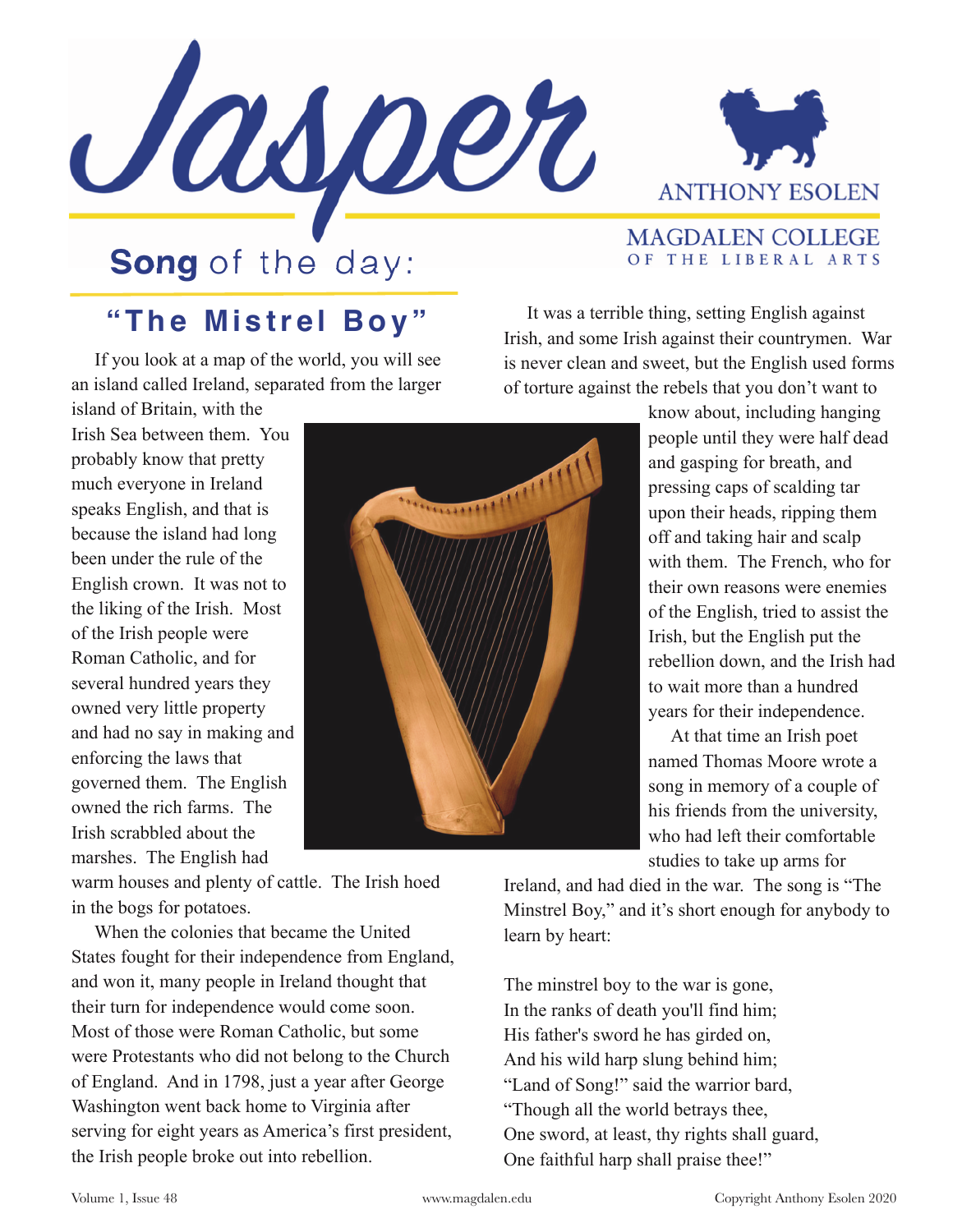# Jasper

ANTHONY ESOLEN

MAGDALEN COLLEGE OF THE LIBERAL ARTS

## Song of the day:

## "The Mistrel Boy"

If you look at a map of the world, you will see an island called Ireland, separated from the larger island of Britain, with the Irish Sea between them. You probably know that pretty much everyone in Ireland speaks English, and that is because the island had long been under the rule of the English crown. It was not to the liking of the Irish. Most of the Irish people were Roman Catholic, and for several hundred years they owned very little property and had no say in making and enforcing the laws that governed them. The English owned the rich farms. The Irish scrabbled about the marshes. The English had warm houses and plenty of cattle. The Irish hoed in the bogs for potatoes.

When the colonies that became the United States fought for their independence from England, and won it, many people in Ireland thought that their turn for independence would come soon. Most of those were Roman Catholic, but some were Protestants who did not belong to the Church of England. And in 1798, just a year after George Washington went back home to Virginia after serving for eight years as America's first president, the Irish people broke out into rebellion.

It was a terrible thing, setting English against Irish, and some Irish against their countrymen. War is never clean and sweet, but the English used forms of torture against the rebels that you don't want to know about, including hanging people until they were half dead and gasping for breath, and pressing caps of scalding tar upon their heads, ripping them off and taking hair and scalp with them. The French, who for their own reasons were enemies of the English, tried to assist the Irish, but the English put the rebellion down, and the Irish had to wait more than a hundred years for their independence.

At that time an Irish poet named Thomas Moore wrote a song in memory of a couple of his friends from the university, who had left their comfortable studies to take up arms for Ireland, and had died in the war. The song is "The Minstrel Boy," and it's short enough for anybody to learn by heart:

The minstrel boy to the war is gone,  
In the ranks of death you'll find him;  
His father's sword he has girded on,  
And his wild harp slung behind him;  
"Land of Song!" said the warrior bard,  
"Though all the world betrays thee,  
One sword, at least, thy rights shall guard,  
One faithful harp shall praise thee!"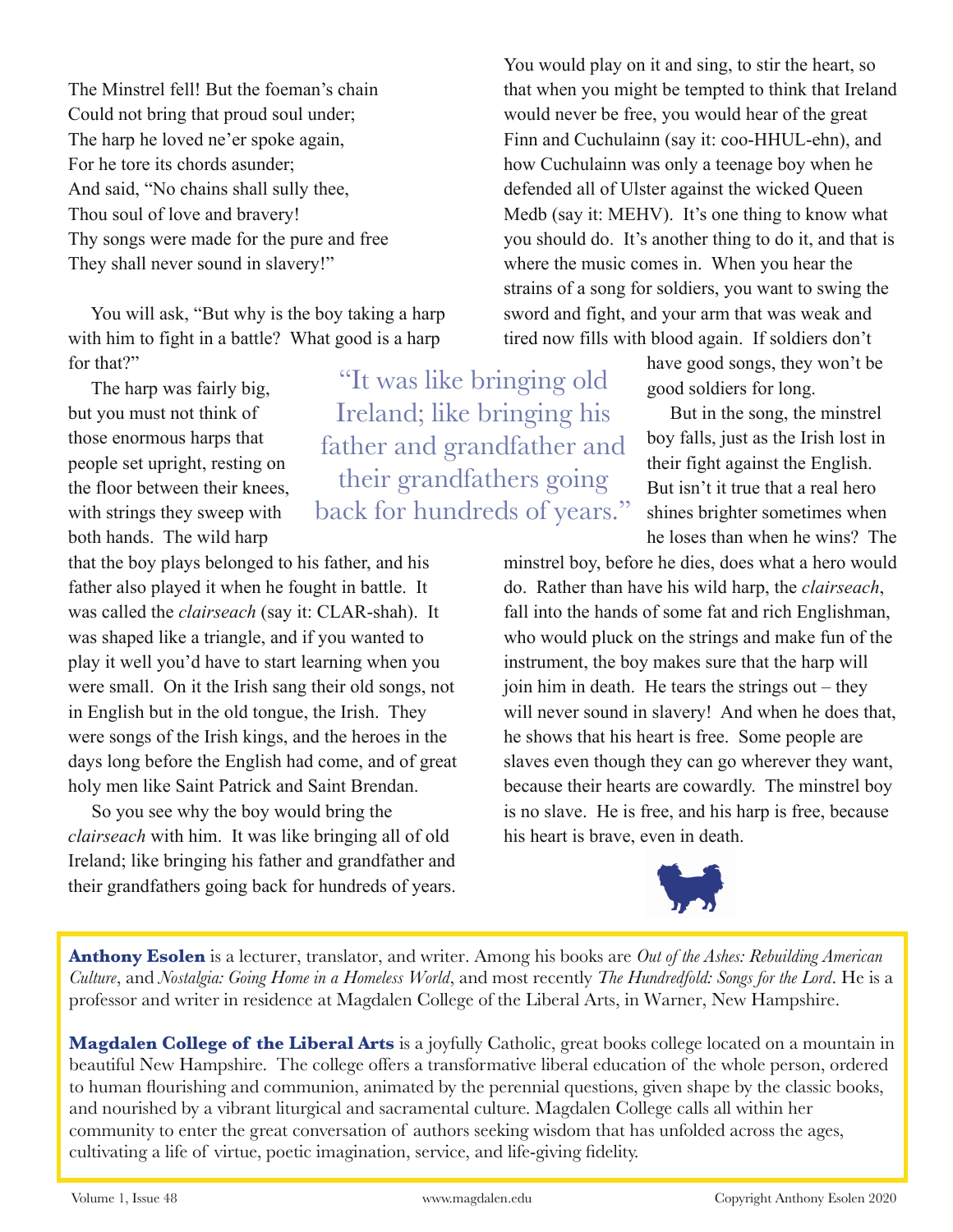The Minstrel fell! But the foeman's chain
Could not bring that proud soul under;
The harp he loved ne'er spoke again,
For he tore its chords asunder;
And said, "No chains shall sully thee,
Thou soul of love and bravery!
Thy songs were made for the pure and free
They shall never sound in slavery!"

You will ask, "But why is the boy taking a harp with him to fight in a battle? What good is a harp for that?"

The harp was fairly big, but you must not think of those enormous harps that people set upright, resting on the floor between their knees, with strings they sweep with both hands. The wild harp that the boy plays belonged to his father, and his father also played it when he fought in battle. It was called the *clairseach* (say it: CLAR-shah). It was shaped like a triangle, and if you wanted to play it well you'd have to start learning when you were small. On it the Irish sang their old songs, not in English but in the old tongue, the Irish. They were songs of the Irish kings, and the heroes in the days long before the English had come, and of great holy men like Saint Patrick and Saint Brendan.

So you see why the boy would bring the *clairseach* with him. It was like bringing all of old Ireland; like bringing his father and grandfather and their grandfathers going back for hundreds of years. You would play on it and sing, to stir the heart, so that when you might be tempted to think that Ireland would never be free, you would hear of the great Finn and Cuchulainn (say it: coo-HHUL-ehn), and how Cuchulainn was only a teenage boy when he defended all of Ulster against the wicked Queen Medb (say it: MEHV). It's one thing to know what you should do. It's another thing to do it, and that is where the music comes in. When you hear the strains of a song for soldiers, you want to swing the sword and fight, and your arm that was weak and tired now fills with blood again. If soldiers don't have good songs, they won't be good soldiers for long.

> "It was like bringing old Ireland; like bringing his father and grandfather and their grandfathers going back for hundreds of years."

But in the song, the minstrel boy falls, just as the Irish lost in their fight against the English. But isn't it true that a real hero shines brighter sometimes when he loses than when he wins? The minstrel boy, before he dies, does what a hero would do. Rather than have his wild harp, the *clairseach*, fall into the hands of some fat and rich Englishman, who would pluck on the strings and make fun of the instrument, the boy makes sure that the harp will join him in death. He tears the strings out – they will never sound in slavery! And when he does that, he shows that his heart is free. Some people are slaves even though they can go wherever they want, because their hearts are cowardly. The minstrel boy is no slave. He is free, and his harp is free, because his heart is brave, even in death.

---

**Anthony Esolen** is a lecturer, translator, and writer. Among his books are *Out of the Ashes: Rebuilding American Culture*, and *Nostalgia: Going Home in a Homeless World*, and most recently *The Hundredfold: Songs for the Lord*. He is a professor and writer in residence at Magdalen College of the Liberal Arts, in Warner, New Hampshire.

**Magdalen College of the Liberal Arts** is a joyfully Catholic, great books college located on a mountain in beautiful New Hampshire. The college offers a transformative liberal education of the whole person, ordered to human flourishing and communion, animated by the perennial questions, given shape by the classic books, and nourished by a vibrant liturgical and sacramental culture. Magdalen College calls all within her community to enter the great conversation of authors seeking wisdom that has unfolded across the ages, cultivating a life of virtue, poetic imagination, service, and life-giving fidelity.